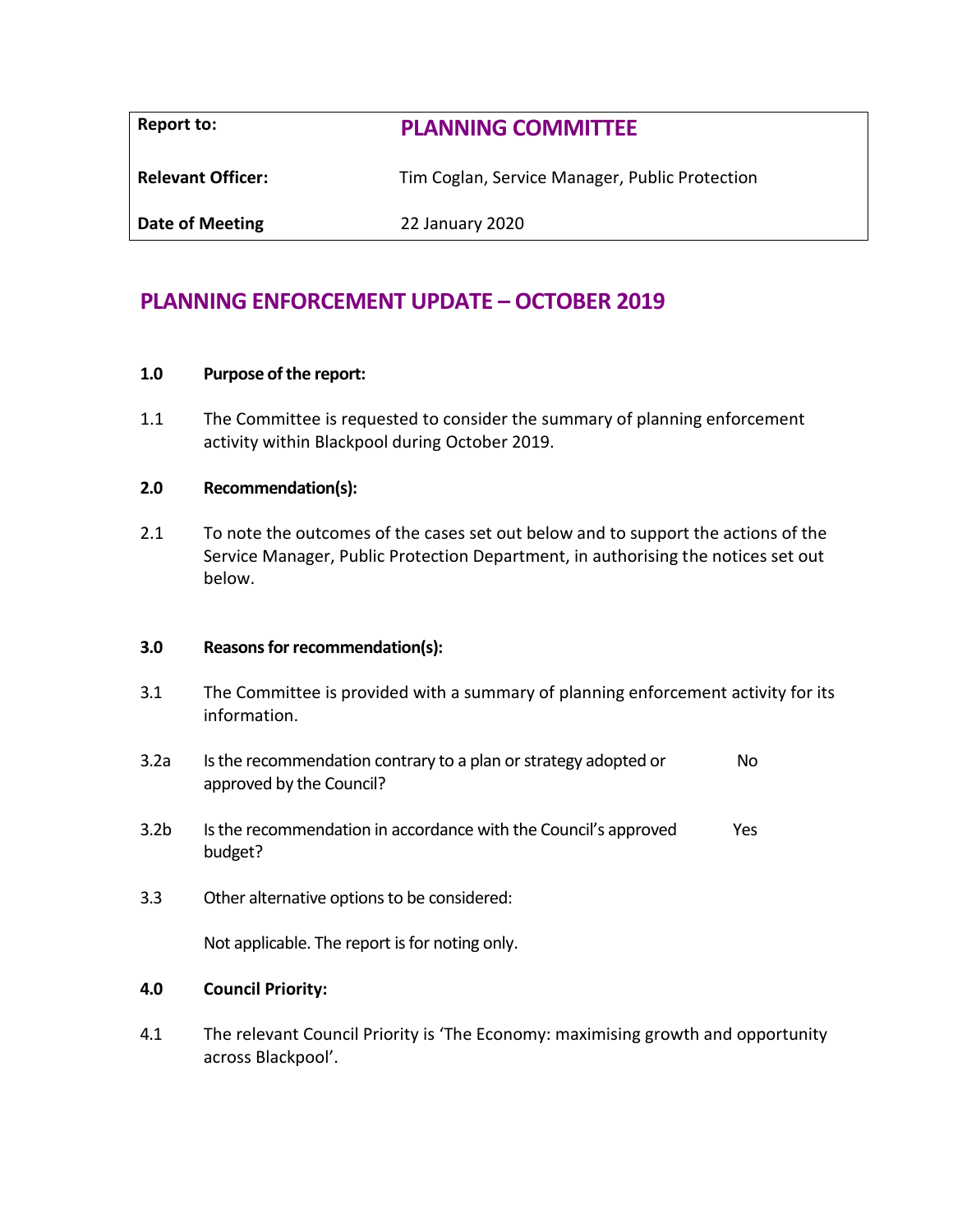| Report to: | **PLANNING COMMITTEE** |
| --- | --- |
| **Relevant Officer:** | Tim Coglan, Service Manager, Public Protection |
| **Date of Meeting** | 22 January 2020 |

# PLANNING ENFORCEMENT UPDATE – OCTOBER 2019

**1.0 Purpose of the report:**

1.1 The Committee is requested to consider the summary of planning enforcement activity within Blackpool during October 2019.

**2.0 Recommendation(s):**

2.1 To note the outcomes of the cases set out below and to support the actions of the Service Manager, Public Protection Department, in authorising the notices set out below.

**3.0 Reasons for recommendation(s):**

3.1 The Committee is provided with a summary of planning enforcement activity for its information.

3.2a Is the recommendation contrary to a plan or strategy adopted or approved by the Council? No

3.2b Is the recommendation in accordance with the Council's approved budget? Yes

3.3 Other alternative options to be considered:

Not applicable. The report is for noting only.

**4.0 Council Priority:**

4.1 The relevant Council Priority is 'The Economy: maximising growth and opportunity across Blackpool'.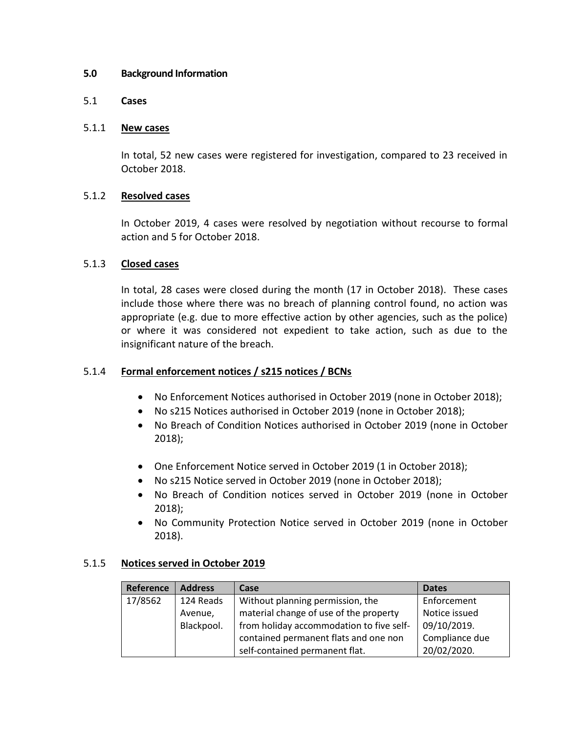## 5.0 Background Information

### 5.1 Cases

#### 5.1.1 New cases

In total, 52 new cases were registered for investigation, compared to 23 received in October 2018.

#### 5.1.2 Resolved cases

In October 2019, 4 cases were resolved by negotiation without recourse to formal action and 5 for October 2018.

#### 5.1.3 Closed cases

In total, 28 cases were closed during the month (17 in October 2018). These cases include those where there was no breach of planning control found, no action was appropriate (e.g. due to more effective action by other agencies, such as the police) or where it was considered not expedient to take action, such as due to the insignificant nature of the breach.

#### 5.1.4 Formal enforcement notices / s215 notices / BCNs

- No Enforcement Notices authorised in October 2019 (none in October 2018);
- No s215 Notices authorised in October 2019 (none in October 2018);
- No Breach of Condition Notices authorised in October 2019 (none in October 2018);

- One Enforcement Notice served in October 2019 (1 in October 2018);
- No s215 Notice served in October 2019 (none in October 2018);
- No Breach of Condition notices served in October 2019 (none in October 2018);
- No Community Protection Notice served in October 2019 (none in October 2018).

#### 5.1.5 Notices served in October 2019

| Reference | Address | Case | Dates |
|---|---|---|---|
| 17/8562 | 124 Reads Avenue, Blackpool. | Without planning permission, the material change of use of the property from holiday accommodation to five self-contained permanent flats and one non self-contained permanent flat. | Enforcement Notice issued 09/10/2019. Compliance due 20/02/2020. |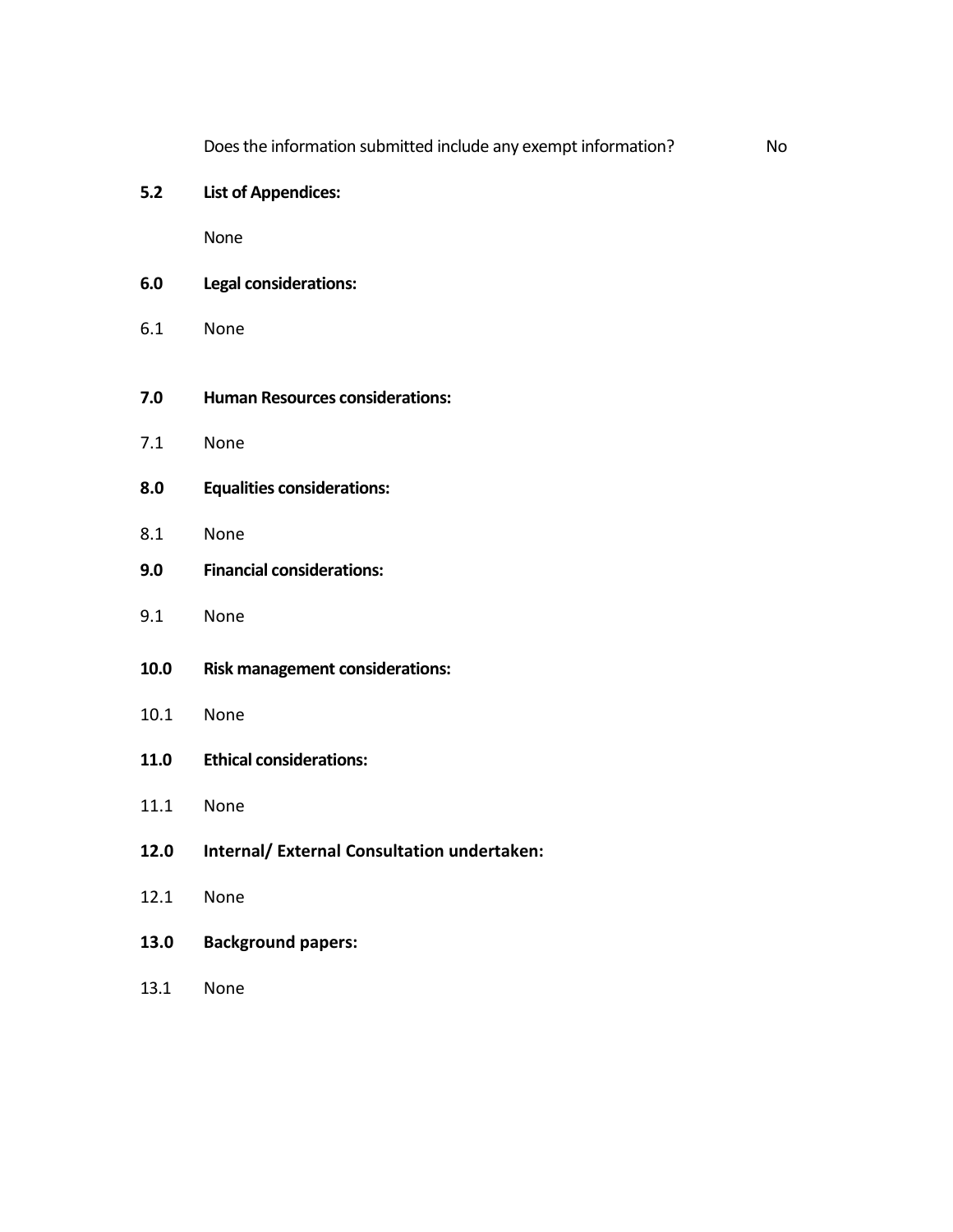Does the information submitted include any exempt information? No

**5.2 List of Appendices:**

None

**6.0 Legal considerations:**

6.1 None

**7.0 Human Resources considerations:**

7.1 None

**8.0 Equalities considerations:**

8.1 None

**9.0 Financial considerations:**

9.1 None

**10.0 Risk management considerations:**

10.1 None

**11.0 Ethical considerations:**

11.1 None

**12.0 Internal/ External Consultation undertaken:**

12.1 None

**13.0 Background papers:**

13.1 None